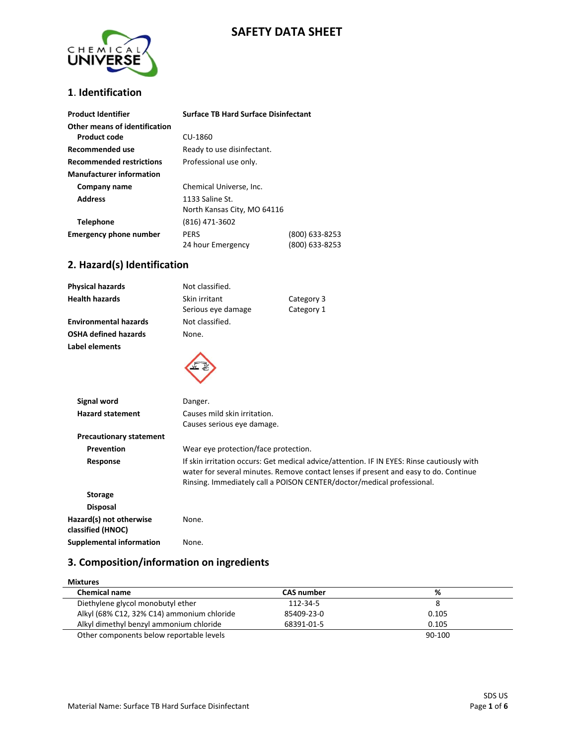# SAFETY DATA SHEET

## 1. Identification

| | | |
|---|---|---|
| **Product Identifier** | **Surface TB Hard Surface Disinfectant** | |
| **Other means of identification** | | |
| **Product code** | CU-1860 | |
| **Recommended use** | Ready to use disinfectant. | |
| **Recommended restrictions** | Professional use only. | |
| **Manufacturer information** | | |
| **Company name** | Chemical Universe, Inc. | |
| **Address** | 1133 Saline St.<br>North Kansas City, MO 64116 | |
| **Telephone** | (816) 471-3602 | |
| **Emergency phone number** | PERS | (800) 633-8253 |
| | 24 hour Emergency | (800) 633-8253 |

## 2. Hazard(s) Identification

| | | |
|---|---|---|
| **Physical hazards** | Not classified. | |
| **Health hazards** | Skin irritant | Category 3 |
| | Serious eye damage | Category 1 |
| **Environmental hazards** | Not classified. | |
| **OSHA defined hazards** | None. | |

**Label elements**

**Signal word** Danger.

**Hazard statement** Causes mild skin irritation.
Causes serious eye damage.

**Precautionary statement**

**Prevention** Wear eye protection/face protection.

**Response** If skin irritation occurs: Get medical advice/attention. IF IN EYES: Rinse cautiously with water for several minutes. Remove contact lenses if present and easy to do. Continue Rinsing. Immediately call a POISON CENTER/doctor/medical professional.

**Storage**

**Disposal**

**Hazard(s) not otherwise classified (HNOC)** None.

**Supplemental information** None.

## 3. Composition/information on ingredients

**Mixtures**

| Chemical name | CAS number | % |
|---|---|---|
| Diethylene glycol monobutyl ether | 112-34-5 | 8 |
| Alkyl (68% C12, 32% C14) ammonium chloride | 85409-23-0 | 0.105 |
| Alkyl dimethyl benzyl ammonium chloride | 68391-01-5 | 0.105 |
| Other components below reportable levels | | 90-100 |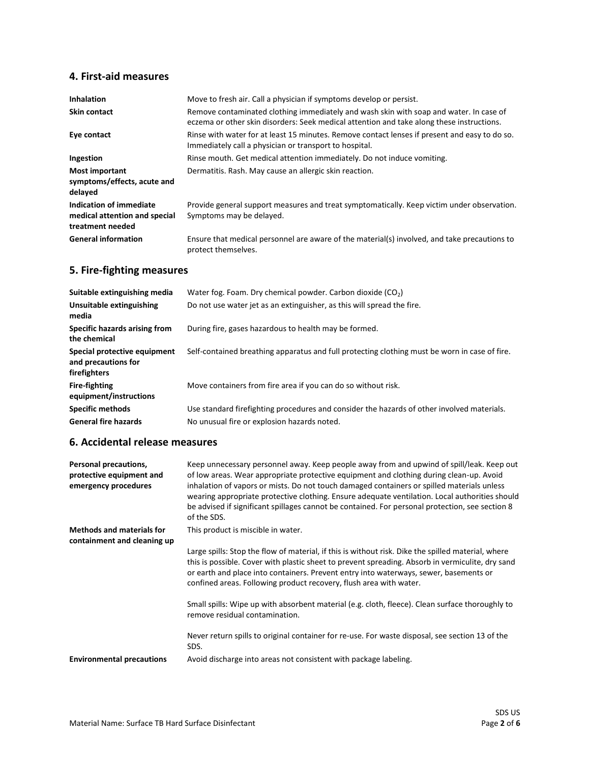## 4. First-aid measures

| | |
|---|---|
| **Inhalation** | Move to fresh air. Call a physician if symptoms develop or persist. |
| **Skin contact** | Remove contaminated clothing immediately and wash skin with soap and water. In case of eczema or other skin disorders: Seek medical attention and take along these instructions. |
| **Eye contact** | Rinse with water for at least 15 minutes. Remove contact lenses if present and easy to do so. Immediately call a physician or transport to hospital. |
| **Ingestion** | Rinse mouth. Get medical attention immediately. Do not induce vomiting. |
| **Most important symptoms/effects, acute and delayed** | Dermatitis. Rash. May cause an allergic skin reaction. |
| **Indication of immediate medical attention and special treatment needed** | Provide general support measures and treat symptomatically. Keep victim under observation. Symptoms may be delayed. |
| **General information** | Ensure that medical personnel are aware of the material(s) involved, and take precautions to protect themselves. |

## 5. Fire-fighting measures

| | |
|---|---|
| **Suitable extinguishing media** | Water fog. Foam. Dry chemical powder. Carbon dioxide ($CO_2$) |
| **Unsuitable extinguishing media** | Do not use water jet as an extinguisher, as this will spread the fire. |
| **Specific hazards arising from the chemical** | During fire, gases hazardous to health may be formed. |
| **Special protective equipment and precautions for firefighters** | Self-contained breathing apparatus and full protecting clothing must be worn in case of fire. |
| **Fire-fighting equipment/instructions** | Move containers from fire area if you can do so without risk. |
| **Specific methods** | Use standard firefighting procedures and consider the hazards of other involved materials. |
| **General fire hazards** | No unusual fire or explosion hazards noted. |

## 6. Accidental release measures

**Personal precautions, protective equipment and emergency procedures**

Keep unnecessary personnel away. Keep people away from and upwind of spill/leak. Keep out of low areas. Wear appropriate protective equipment and clothing during clean-up. Avoid inhalation of vapors or mists. Do not touch damaged containers or spilled materials unless wearing appropriate protective clothing. Ensure adequate ventilation. Local authorities should be advised if significant spillages cannot be contained. For personal protection, see section 8 of the SDS.

**Methods and materials for containment and cleaning up**

This product is miscible in water.

Large spills: Stop the flow of material, if this is without risk. Dike the spilled material, where this is possible. Cover with plastic sheet to prevent spreading. Absorb in vermiculite, dry sand or earth and place into containers. Prevent entry into waterways, sewer, basements or confined areas. Following product recovery, flush area with water.

Small spills: Wipe up with absorbent material (e.g. cloth, fleece). Clean surface thoroughly to remove residual contamination.

Never return spills to original container for re-use. For waste disposal, see section 13 of the SDS.

**Environmental precautions**

Avoid discharge into areas not consistent with package labeling.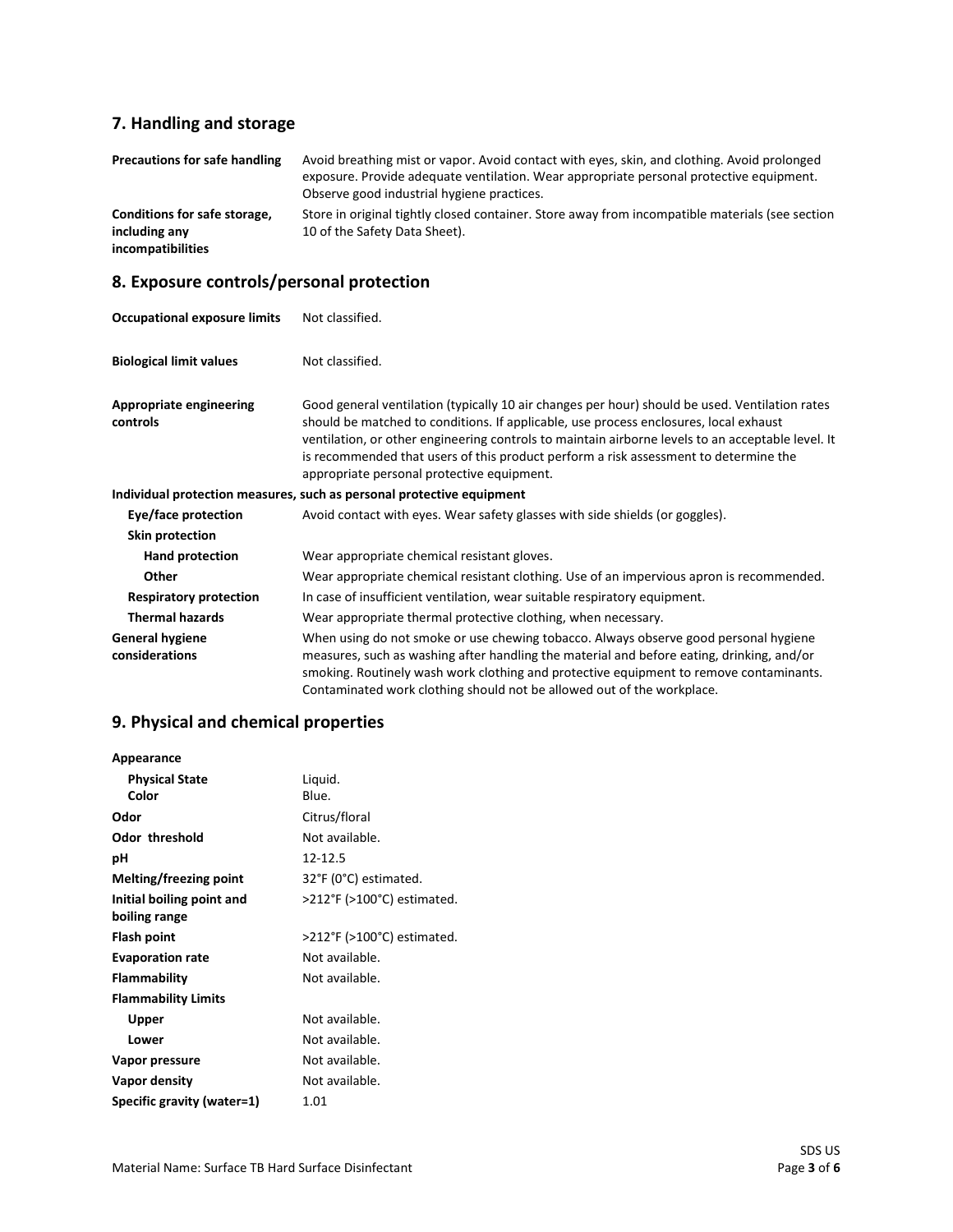## 7. Handling and storage

| | |
|---|---|
| **Precautions for safe handling** | Avoid breathing mist or vapor. Avoid contact with eyes, skin, and clothing. Avoid prolonged exposure. Provide adequate ventilation. Wear appropriate personal protective equipment. Observe good industrial hygiene practices. |
| **Conditions for safe storage, including any incompatibilities** | Store in original tightly closed container. Store away from incompatible materials (see section 10 of the Safety Data Sheet). |

## 8. Exposure controls/personal protection

| | |
|---|---|
| **Occupational exposure limits** | Not classified. |
| **Biological limit values** | Not classified. |
| **Appropriate engineering controls** | Good general ventilation (typically 10 air changes per hour) should be used. Ventilation rates should be matched to conditions. If applicable, use process enclosures, local exhaust ventilation, or other engineering controls to maintain airborne levels to an acceptable level. It is recommended that users of this product perform a risk assessment to determine the appropriate personal protective equipment. |

**Individual protection measures, such as personal protective equipment**

| | |
|---|---|
| **Eye/face protection** | Avoid contact with eyes. Wear safety glasses with side shields (or goggles). |
| **Skin protection** | |
| **Hand protection** | Wear appropriate chemical resistant gloves. |
| **Other** | Wear appropriate chemical resistant clothing. Use of an impervious apron is recommended. |
| **Respiratory protection** | In case of insufficient ventilation, wear suitable respiratory equipment. |
| **Thermal hazards** | Wear appropriate thermal protective clothing, when necessary. |
| **General hygiene considerations** | When using do not smoke or use chewing tobacco. Always observe good personal hygiene measures, such as washing after handling the material and before eating, drinking, and/or smoking. Routinely wash work clothing and protective equipment to remove contaminants. Contaminated work clothing should not be allowed out of the workplace. |

## 9. Physical and chemical properties

| | |
|---|---|
| **Appearance** | |
| **Physical State** | Liquid. |
| **Color** | Blue. |
| **Odor** | Citrus/floral |
| **Odor threshold** | Not available. |
| **pH** | 12-12.5 |
| **Melting/freezing point** | 32°F (0°C) estimated. |
| **Initial boiling point and boiling range** | >212°F (>100°C) estimated. |
| **Flash point** | >212°F (>100°C) estimated. |
| **Evaporation rate** | Not available. |
| **Flammability** | Not available. |
| **Flammability Limits** | |
| **Upper** | Not available. |
| **Lower** | Not available. |
| **Vapor pressure** | Not available. |
| **Vapor density** | Not available. |
| **Specific gravity (water=1)** | 1.01 |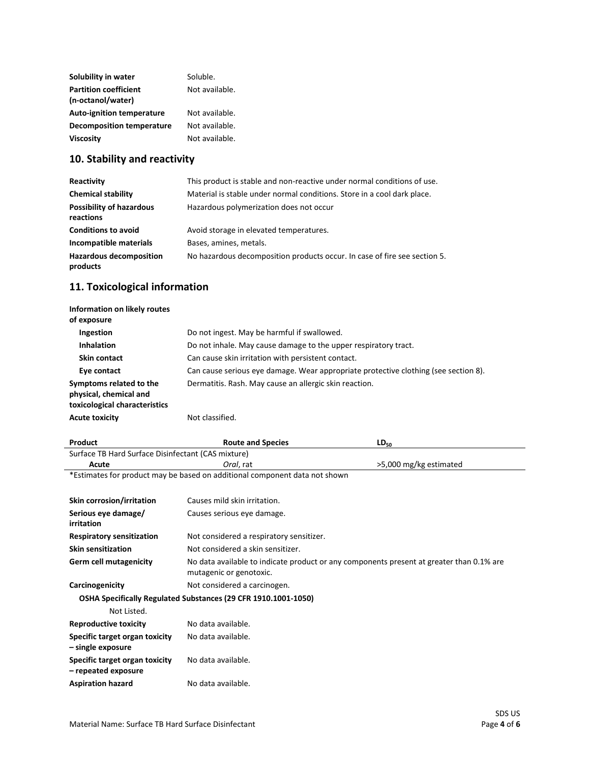| | |
|---|---|
| **Solubility in water** | Soluble. |
| **Partition coefficient (n-octanol/water)** | Not available. |
| **Auto-ignition temperature** | Not available. |
| **Decomposition temperature** | Not available. |
| **Viscosity** | Not available. |

## 10. Stability and reactivity

| | |
|---|---|
| **Reactivity** | This product is stable and non-reactive under normal conditions of use. |
| **Chemical stability** | Material is stable under normal conditions. Store in a cool dark place. |
| **Possibility of hazardous reactions** | Hazardous polymerization does not occur |
| **Conditions to avoid** | Avoid storage in elevated temperatures. |
| **Incompatible materials** | Bases, amines, metals. |
| **Hazardous decomposition products** | No hazardous decomposition products occur. In case of fire see section 5. |

## 11. Toxicological information

**Information on likely routes of exposure**

| | |
|---|---|
| **Ingestion** | Do not ingest. May be harmful if swallowed. |
| **Inhalation** | Do not inhale. May cause damage to the upper respiratory tract. |
| **Skin contact** | Can cause skin irritation with persistent contact. |
| **Eye contact** | Can cause serious eye damage. Wear appropriate protective clothing (see section 8). |
| **Symptoms related to the physical, chemical and toxicological characteristics** | Dermatitis. Rash. May cause an allergic skin reaction. |
| **Acute toxicity** | Not classified. |

| Product | Route and Species | $LD_{50}$ |
|---|---|---|
| Surface TB Hard Surface Disinfectant (CAS mixture) | | |
| Acute | *Oral*, rat | >5,000 mg/kg estimated |

*Estimates for product may be based on additional component data not shown

| | |
|---|---|
| **Skin corrosion/irritation** | Causes mild skin irritation. |
| **Serious eye damage/ irritation** | Causes serious eye damage. |
| **Respiratory sensitization** | Not considered a respiratory sensitizer. |
| **Skin sensitization** | Not considered a skin sensitizer. |
| **Germ cell mutagenicity** | No data available to indicate product or any components present at greater than 0.1% are mutagenic or genotoxic. |
| **Carcinogenicity** | Not considered a carcinogen. |

**OSHA Specifically Regulated Substances (29 CFR 1910.1001-1050)**

Not Listed.

| | |
|---|---|
| **Reproductive toxicity** | No data available. |
| **Specific target organ toxicity – single exposure** | No data available. |
| **Specific target organ toxicity – repeated exposure** | No data available. |
| **Aspiration hazard** | No data available. |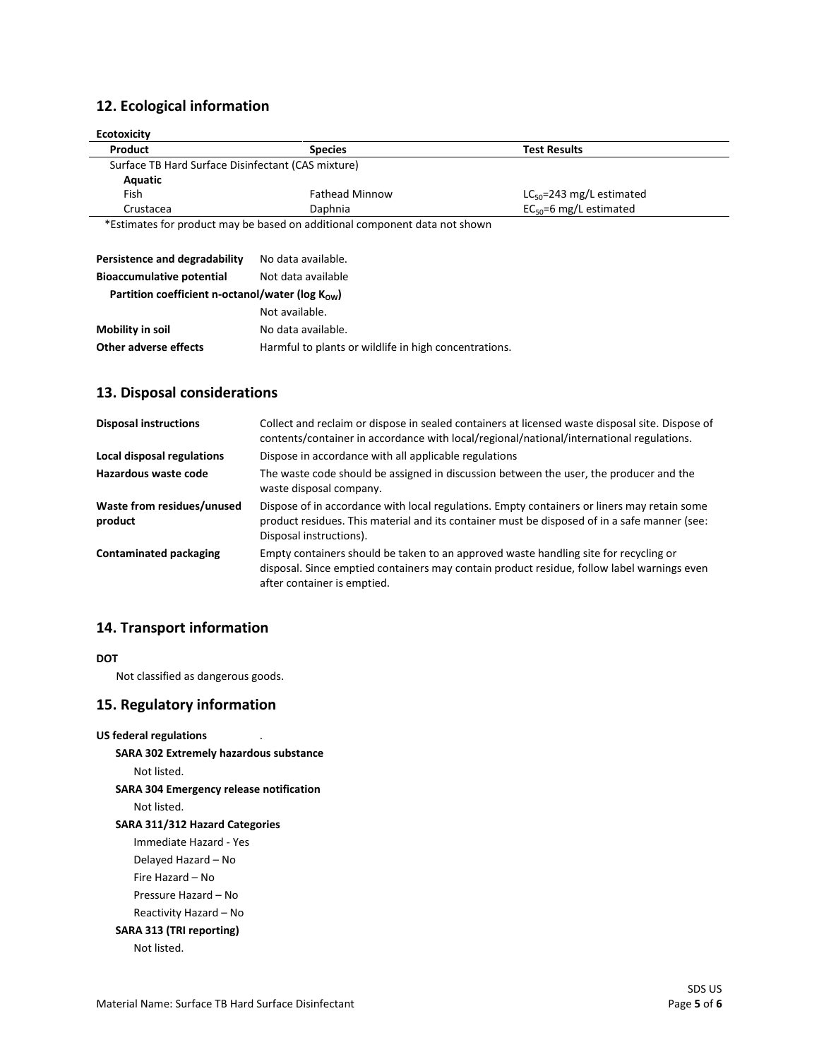## 12. Ecological information

**Ecotoxicity**

| Product | Species | Test Results |
|---|---|---|
| Surface TB Hard Surface Disinfectant (CAS mixture) | | |
| **Aquatic** | | |
| Fish | Fathead Minnow | $LC_{50}$=243 mg/L estimated |
| Crustacea | Daphnia | $EC_{50}$=6 mg/L estimated |

*Estimates for product may be based on additional component data not shown

**Persistence and degradability** No data available.

**Bioaccumulative potential** Not data available

**Partition coefficient n-octanol/water (log $K_{OW}$)**

Not available.

**Mobility in soil** No data available.

**Other adverse effects** Harmful to plants or wildlife in high concentrations.

## 13. Disposal considerations

**Disposal instructions** Collect and reclaim or dispose in sealed containers at licensed waste disposal site. Dispose of contents/container in accordance with local/regional/national/international regulations.

**Local disposal regulations** Dispose in accordance with all applicable regulations

**Hazardous waste code** The waste code should be assigned in discussion between the user, the producer and the waste disposal company.

**Waste from residues/unused product** Dispose of in accordance with local regulations. Empty containers or liners may retain some product residues. This material and its container must be disposed of in a safe manner (see: Disposal instructions).

**Contaminated packaging** Empty containers should be taken to an approved waste handling site for recycling or disposal. Since emptied containers may contain product residue, follow label warnings even after container is emptied.

## 14. Transport information

**DOT**

Not classified as dangerous goods.

## 15. Regulatory information

**US federal regulations** .

**SARA 302 Extremely hazardous substance**

Not listed.

**SARA 304 Emergency release notification**

Not listed.

**SARA 311/312 Hazard Categories**

Immediate Hazard - Yes

Delayed Hazard – No

Fire Hazard – No

Pressure Hazard – No

Reactivity Hazard – No

**SARA 313 (TRI reporting)**

Not listed.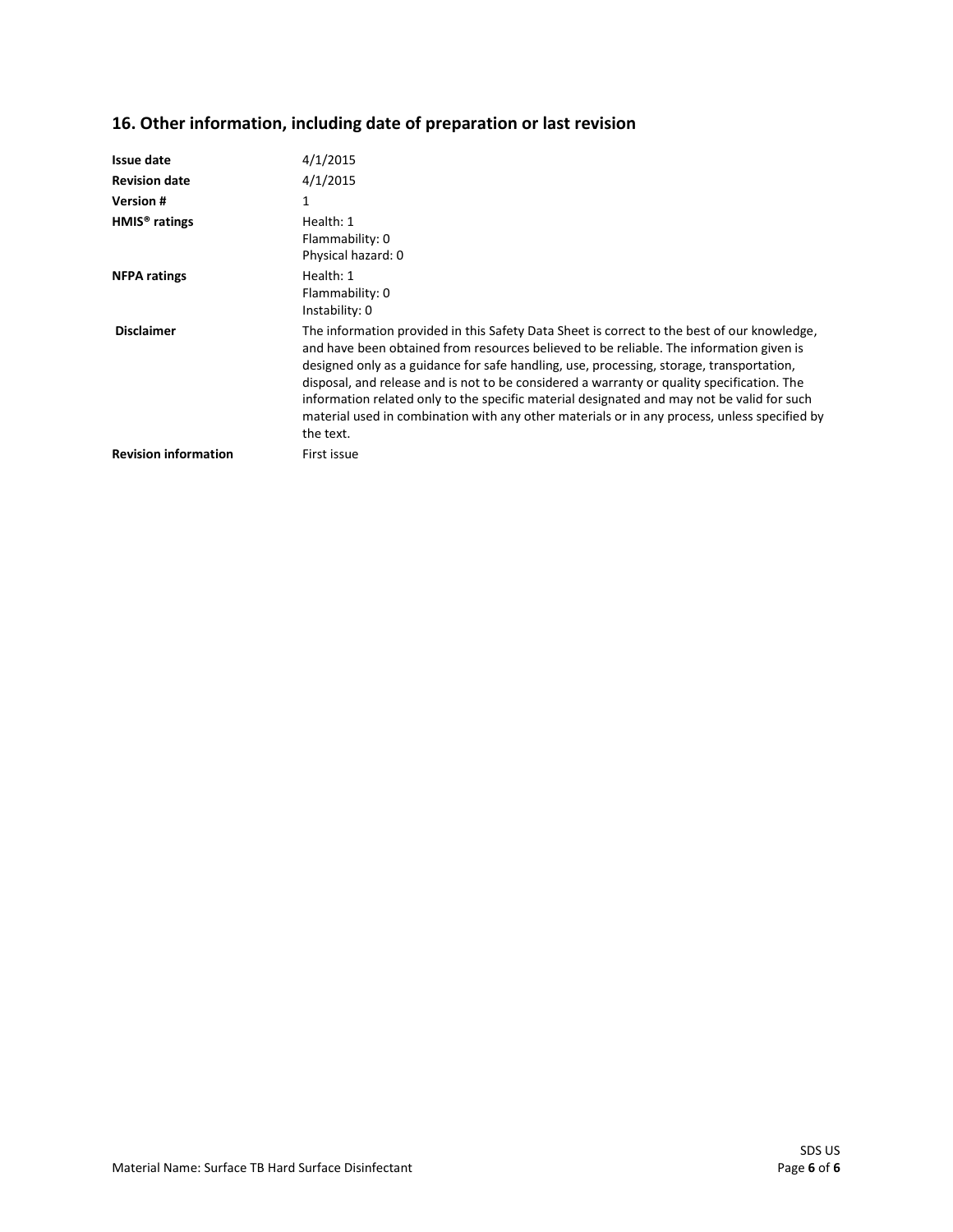## 16. Other information, including date of preparation or last revision

| | |
|---|---|
| **Issue date** | 4/1/2015 |
| **Revision date** | 4/1/2015 |
| **Version #** | 1 |
| **HMIS® ratings** | Health: 1<br>Flammability: 0<br>Physical hazard: 0 |
| **NFPA ratings** | Health: 1<br>Flammability: 0<br>Instability: 0 |
| **Disclaimer** | The information provided in this Safety Data Sheet is correct to the best of our knowledge, and have been obtained from resources believed to be reliable. The information given is designed only as a guidance for safe handling, use, processing, storage, transportation, disposal, and release and is not to be considered a warranty or quality specification. The information related only to the specific material designated and may not be valid for such material used in combination with any other materials or in any process, unless specified by the text. |
| **Revision information** | First issue |